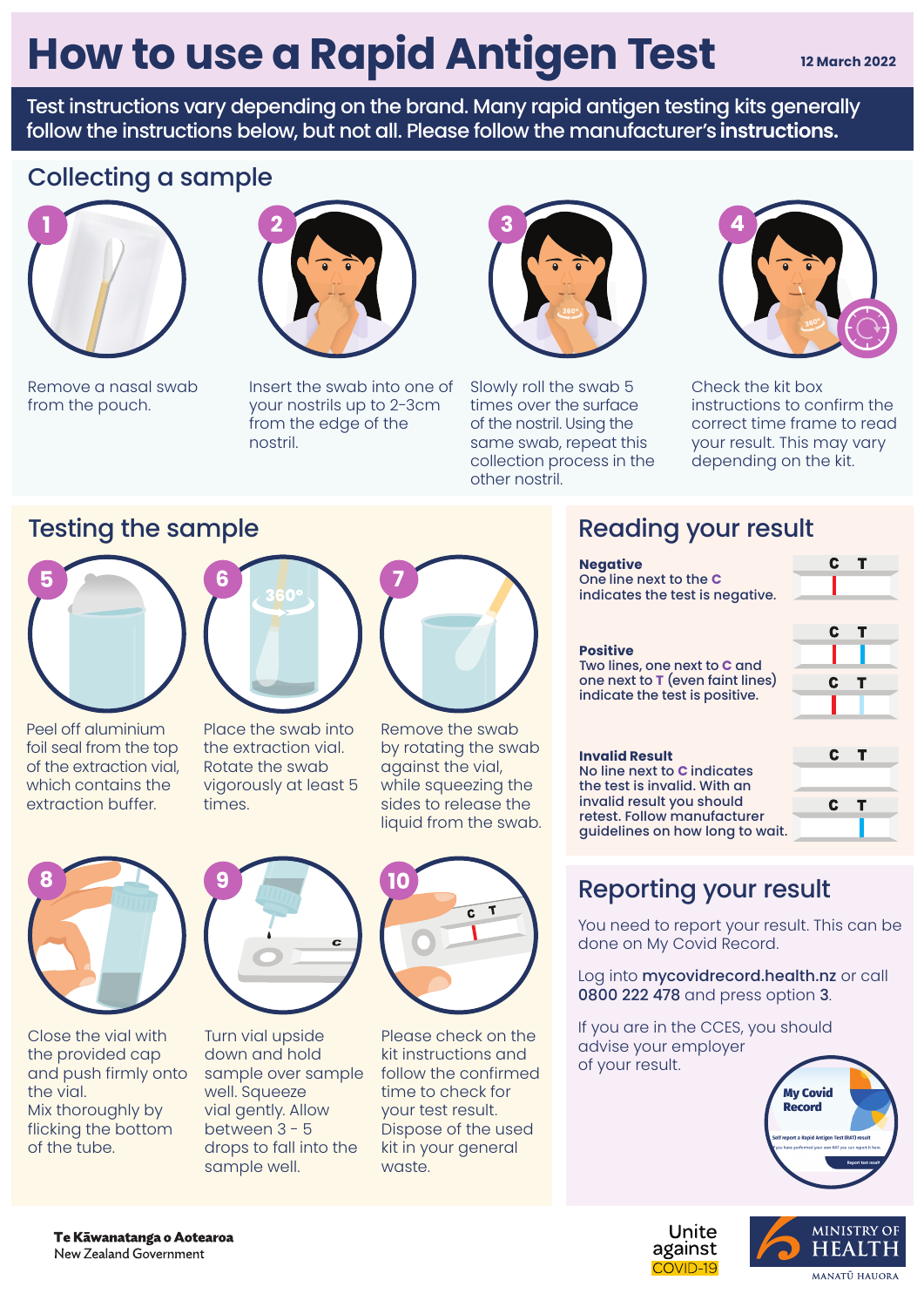# How to use a Rapid Antigen Test

12 March 2022

**Test instructions vary depending on the brand. Many rapid antigen testing kits generally follow the instructions below, but not all. Please follow the manufacturer's instructions.**

## Collecting a sample

1. Remove a nasal swab from the pouch.
2. Insert the swab into one of your nostrils up to 2-3cm from the edge of the nostril.
3. Slowly roll the swab 5 times over the surface of the nostril. Using the same swab, repeat this collection process in the other nostril.
4. Check the kit box instructions to confirm the correct time frame to read your result. This may vary depending on the kit.

## Testing the sample

5. Peel off aluminium foil seal from the top of the extraction vial, which contains the extraction buffer.
6. Place the swab into the extraction vial. Rotate the swab vigorously at least 5 times.
7. Remove the swab by rotating the swab against the vial, while squeezing the sides to release the liquid from the swab.
8. Close the vial with the provided cap and push firmly onto the vial. Mix thoroughly by flicking the bottom of the tube.
9. Turn vial upside down and hold sample over sample well. Squeeze vial gently. Allow between 3 - 5 drops to fall into the sample well.
10. Please check on the kit instructions and follow the confirmed time to check for your test result. Dispose of the used kit in your general waste.

## Reading your result

**Negative**
One line next to the **C** indicates the test is negative.

**Positive**
Two lines, one next to **C** and one next to **T** (even faint lines) indicate the test is positive.

**Invalid Result**
No line next to **C** indicates the test is invalid. With an invalid result you should retest. Follow manufacturer guidelines on how long to wait.

## Reporting your result

You need to report your result. This can be done on My Covid Record.

Log into **mycovidrecord.health.nz** or call **0800 222 478** and press option **3**.

If you are in the CCES, you should advise your employer of your result.

Te Kāwanatanga o Aotearoa
New Zealand Government

Unite against COVID-19

Ministry of Health
Manatū Hauora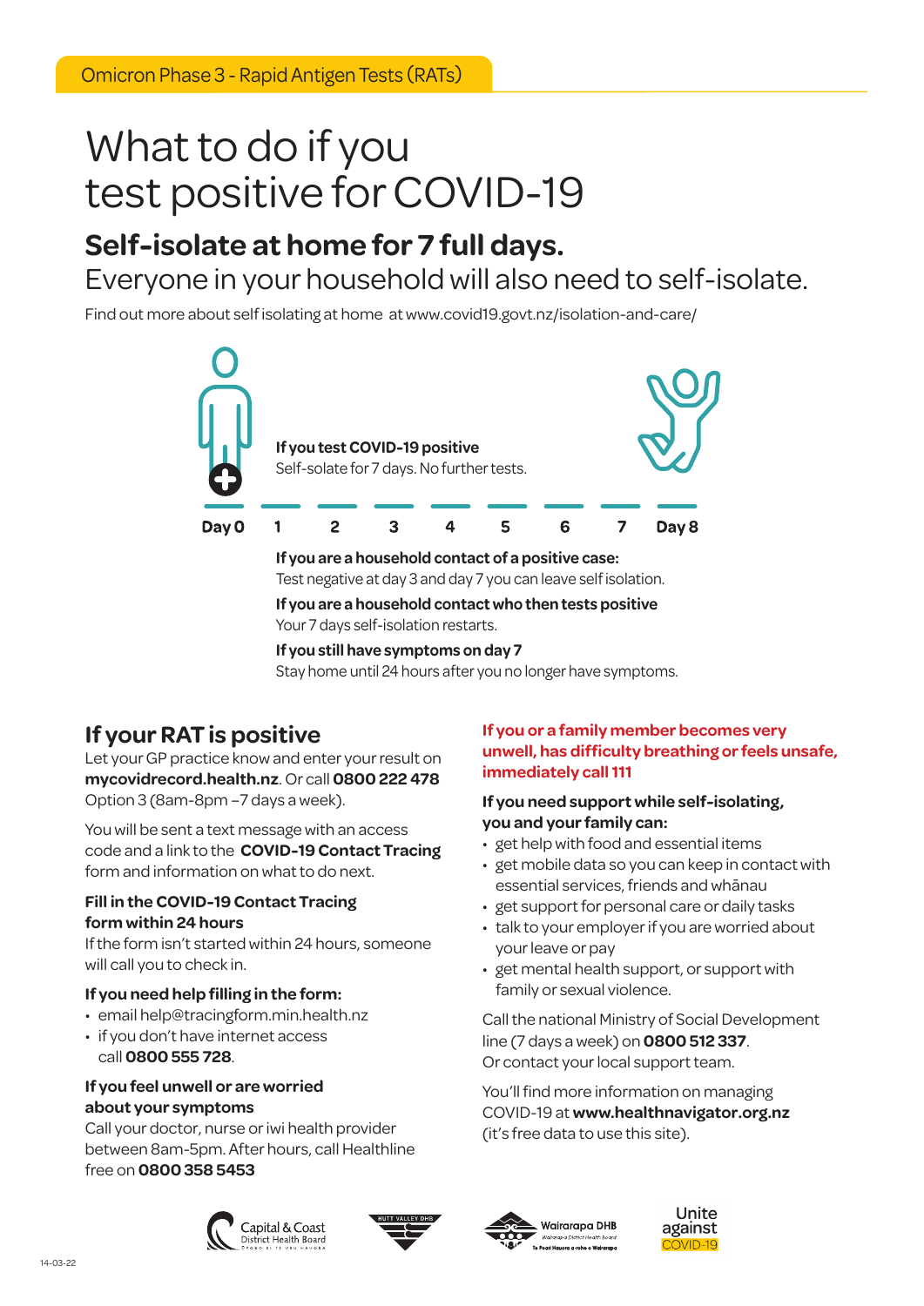Omicron Phase 3 - Rapid Antigen Tests (RATs)

# What to do if you test positive for COVID-19

## Self-isolate at home for 7 full days.

Everyone in your household will also need to self-isolate.

Find out more about self isolating at home at www.covid19.govt.nz/isolation-and-care/

**If you test COVID-19 positive**
Self-solate for 7 days. No further tests.

Day 0 1 2 3 4 5 6 7 Day 8

**If you are a household contact of a positive case:**
Test negative at day 3 and day 7 you can leave self isolation.

**If you are a household contact who then tests positive**
Your 7 days self-isolation restarts.

**If you still have symptoms on day 7**
Stay home until 24 hours after you no longer have symptoms.

## If your RAT is positive

Let your GP practice know and enter your result on **mycovidrecord.health.nz**. Or call **0800 222 478** Option 3 (8am-8pm –7 days a week).

You will be sent a text message with an access code and a link to the **COVID-19 Contact Tracing** form and information on what to do next.

### Fill in the COVID-19 Contact Tracing form within 24 hours

If the form isn't started within 24 hours, someone will call you to check in.

### If you need help filling in the form:

- email help@tracingform.min.health.nz
- if you don't have internet access call **0800 555 728**.

### If you feel unwell or are worried about your symptoms

Call your doctor, nurse or iwi health provider between 8am-5pm. After hours, call Healthline free on **0800 358 5453**

**If you or a family member becomes very unwell, has difficulty breathing or feels unsafe, immediately call 111**

### If you need support while self-isolating, you and your family can:

- get help with food and essential items
- get mobile data so you can keep in contact with essential services, friends and whānau
- get support for personal care or daily tasks
- talk to your employer if you are worried about your leave or pay
- get mental health support, or support with family or sexual violence.

Call the national Ministry of Social Development line (7 days a week) on **0800 512 337**.
Or contact your local support team.

You'll find more information on managing COVID-19 at **www.healthnavigator.org.nz** (it's free data to use this site).

Capital & Coast District Health Board · Hutt Valley DHB · Wairarapa DHB · Unite against COVID-19

14-03-22